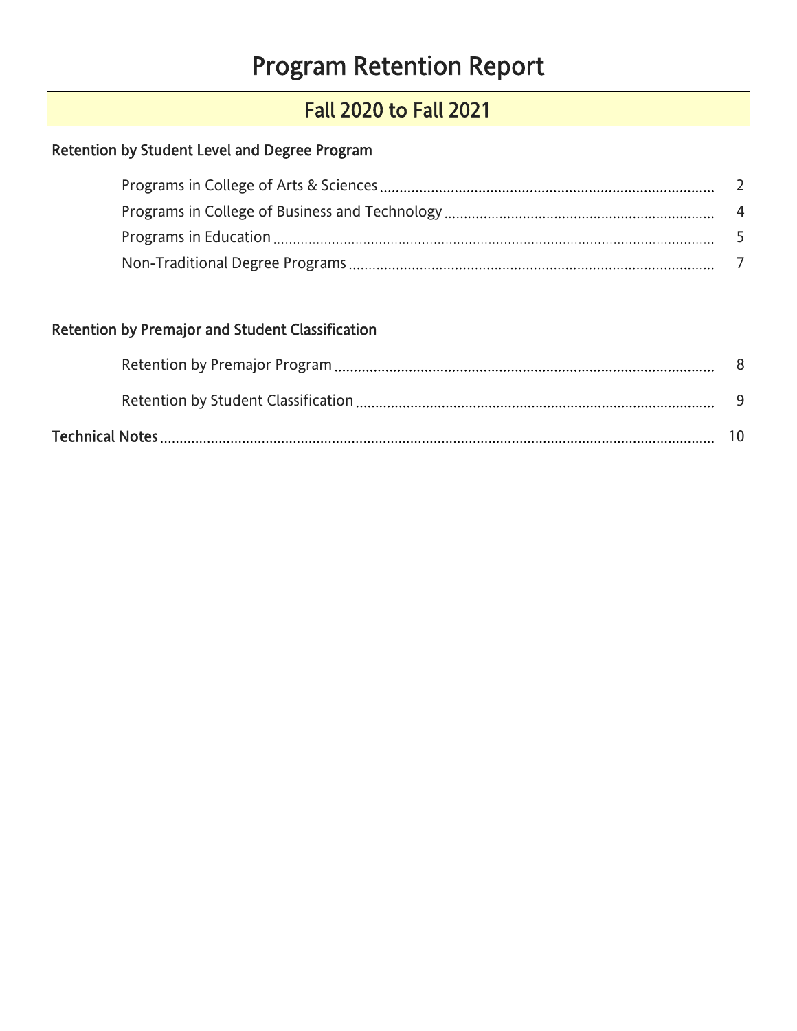# Program Retention Report

## Fall 2020 to Fall 2021

### Retention by Student Level and Degree Program

- Programs in College of Arts & Sciences .......... 2
- Programs in College of Business and Technology .......... 4
- Programs in Education .......... 5
- Non-Traditional Degree Programs .......... 7

### Retention by Premajor and Student Classification

- Retention by Premajor Program .......... 8
- Retention by Student Classification .......... 9

**Technical Notes** .......... 10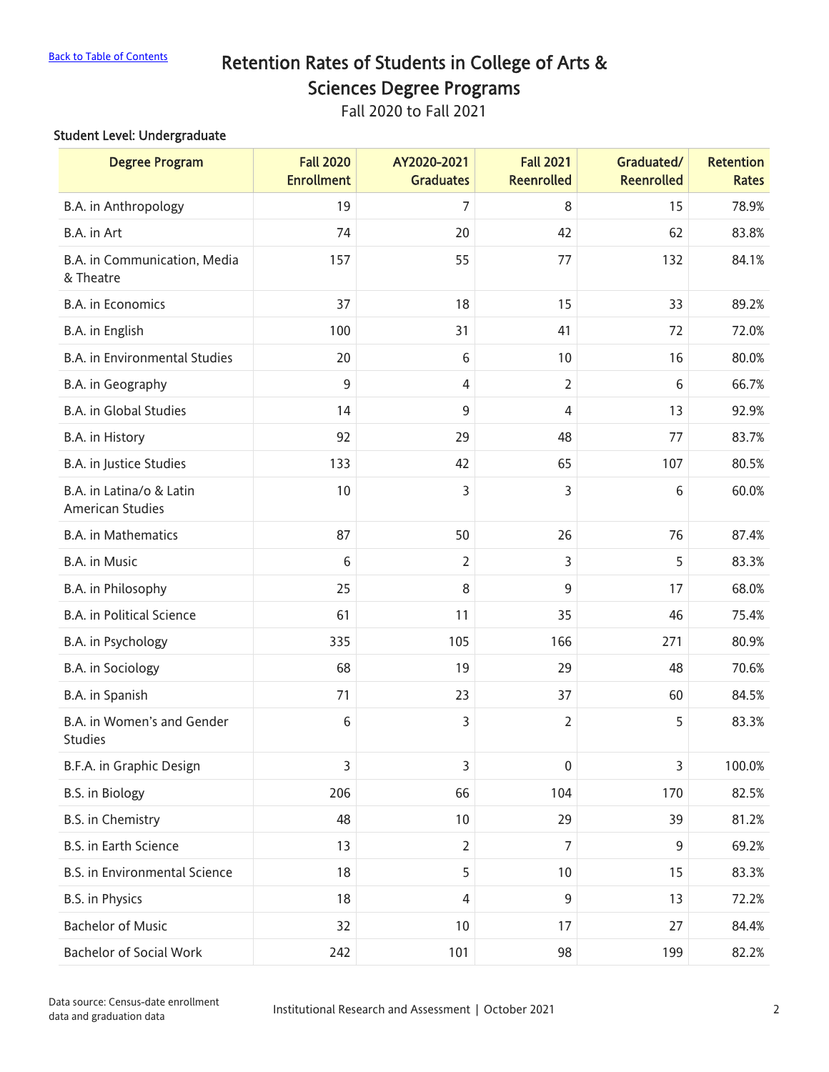[Back to Table of Contents]

# Retention Rates of Students in College of Arts & Sciences Degree Programs

Fall 2020 to Fall 2021

**Student Level: Undergraduate**

| Degree Program | Fall 2020 Enrollment | AY2020-2021 Graduates | Fall 2021 Reenrolled | Graduated/ Reenrolled | Retention Rates |
|---|---|---|---|---|---|
| B.A. in Anthropology | 19 | 7 | 8 | 15 | 78.9% |
| B.A. in Art | 74 | 20 | 42 | 62 | 83.8% |
| B.A. in Communication, Media & Theatre | 157 | 55 | 77 | 132 | 84.1% |
| B.A. in Economics | 37 | 18 | 15 | 33 | 89.2% |
| B.A. in English | 100 | 31 | 41 | 72 | 72.0% |
| B.A. in Environmental Studies | 20 | 6 | 10 | 16 | 80.0% |
| B.A. in Geography | 9 | 4 | 2 | 6 | 66.7% |
| B.A. in Global Studies | 14 | 9 | 4 | 13 | 92.9% |
| B.A. in History | 92 | 29 | 48 | 77 | 83.7% |
| B.A. in Justice Studies | 133 | 42 | 65 | 107 | 80.5% |
| B.A. in Latina/o & Latin American Studies | 10 | 3 | 3 | 6 | 60.0% |
| B.A. in Mathematics | 87 | 50 | 26 | 76 | 87.4% |
| B.A. in Music | 6 | 2 | 3 | 5 | 83.3% |
| B.A. in Philosophy | 25 | 8 | 9 | 17 | 68.0% |
| B.A. in Political Science | 61 | 11 | 35 | 46 | 75.4% |
| B.A. in Psychology | 335 | 105 | 166 | 271 | 80.9% |
| B.A. in Sociology | 68 | 19 | 29 | 48 | 70.6% |
| B.A. in Spanish | 71 | 23 | 37 | 60 | 84.5% |
| B.A. in Women's and Gender Studies | 6 | 3 | 2 | 5 | 83.3% |
| B.F.A. in Graphic Design | 3 | 3 | 0 | 3 | 100.0% |
| B.S. in Biology | 206 | 66 | 104 | 170 | 82.5% |
| B.S. in Chemistry | 48 | 10 | 29 | 39 | 81.2% |
| B.S. in Earth Science | 13 | 2 | 7 | 9 | 69.2% |
| B.S. in Environmental Science | 18 | 5 | 10 | 15 | 83.3% |
| B.S. in Physics | 18 | 4 | 9 | 13 | 72.2% |
| Bachelor of Music | 32 | 10 | 17 | 27 | 84.4% |
| Bachelor of Social Work | 242 | 101 | 98 | 199 | 82.2% |

Data source: Census-date enrollment data and graduation data

Institutional Research and Assessment | October 2021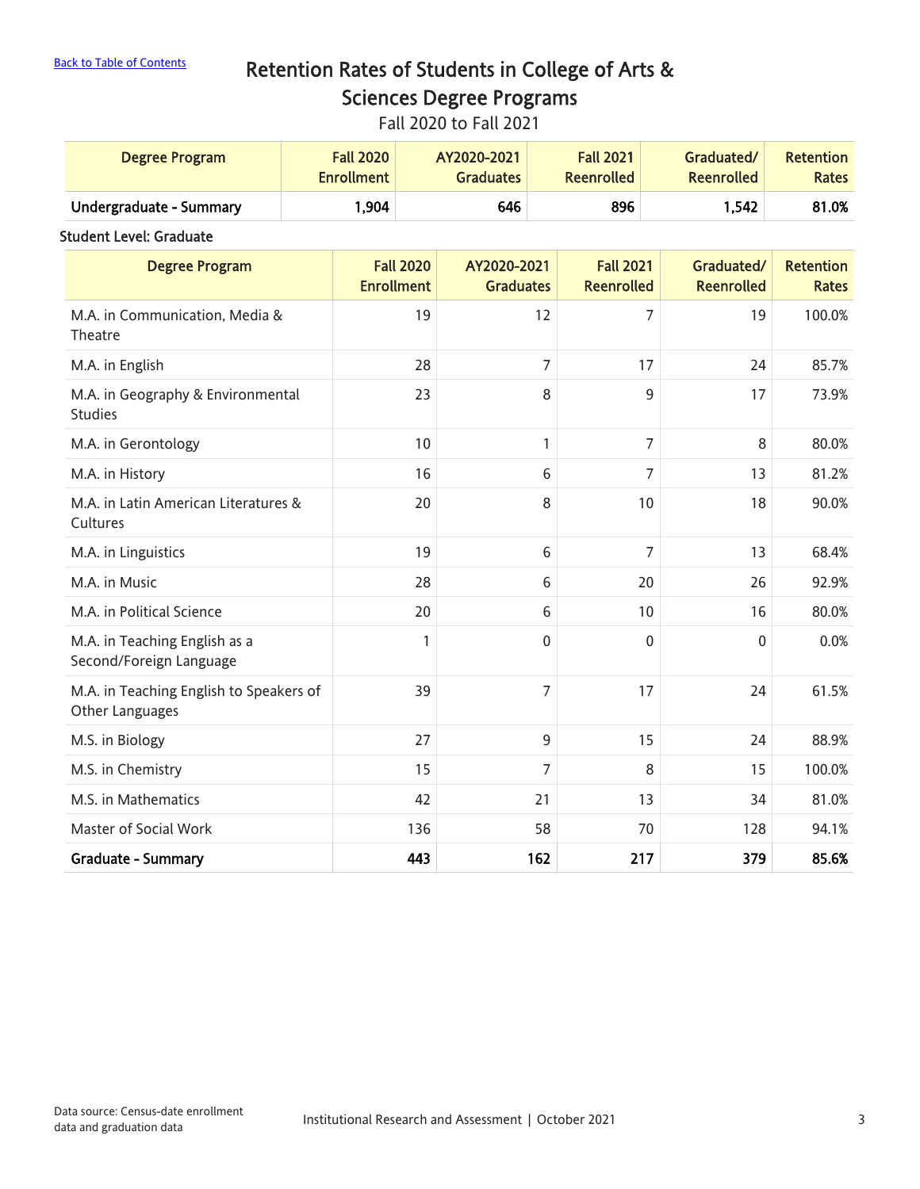[Back to Table of Contents](#)

# Retention Rates of Students in College of Arts & Sciences Degree Programs

Fall 2020 to Fall 2021

| Degree Program | Fall 2020 Enrollment | AY2020-2021 Graduates | Fall 2021 Reenrolled | Graduated/ Reenrolled | Retention Rates |
|---|---|---|---|---|---|
| **Undergraduate - Summary** | **1,904** | **646** | **896** | **1,542** | **81.0%** |

**Student Level: Graduate**

| Degree Program | Fall 2020 Enrollment | AY2020-2021 Graduates | Fall 2021 Reenrolled | Graduated/ Reenrolled | Retention Rates |
|---|---|---|---|---|---|
| M.A. in Communication, Media & Theatre | 19 | 12 | 7 | 19 | 100.0% |
| M.A. in English | 28 | 7 | 17 | 24 | 85.7% |
| M.A. in Geography & Environmental Studies | 23 | 8 | 9 | 17 | 73.9% |
| M.A. in Gerontology | 10 | 1 | 7 | 8 | 80.0% |
| M.A. in History | 16 | 6 | 7 | 13 | 81.2% |
| M.A. in Latin American Literatures & Cultures | 20 | 8 | 10 | 18 | 90.0% |
| M.A. in Linguistics | 19 | 6 | 7 | 13 | 68.4% |
| M.A. in Music | 28 | 6 | 20 | 26 | 92.9% |
| M.A. in Political Science | 20 | 6 | 10 | 16 | 80.0% |
| M.A. in Teaching English as a Second/Foreign Language | 1 | 0 | 0 | 0 | 0.0% |
| M.A. in Teaching English to Speakers of Other Languages | 39 | 7 | 17 | 24 | 61.5% |
| M.S. in Biology | 27 | 9 | 15 | 24 | 88.9% |
| M.S. in Chemistry | 15 | 7 | 8 | 15 | 100.0% |
| M.S. in Mathematics | 42 | 21 | 13 | 34 | 81.0% |
| Master of Social Work | 136 | 58 | 70 | 128 | 94.1% |
| **Graduate - Summary** | **443** | **162** | **217** | **379** | **85.6%** |

Data source: Census-date enrollment data and graduation data

Institutional Research and Assessment | October 2021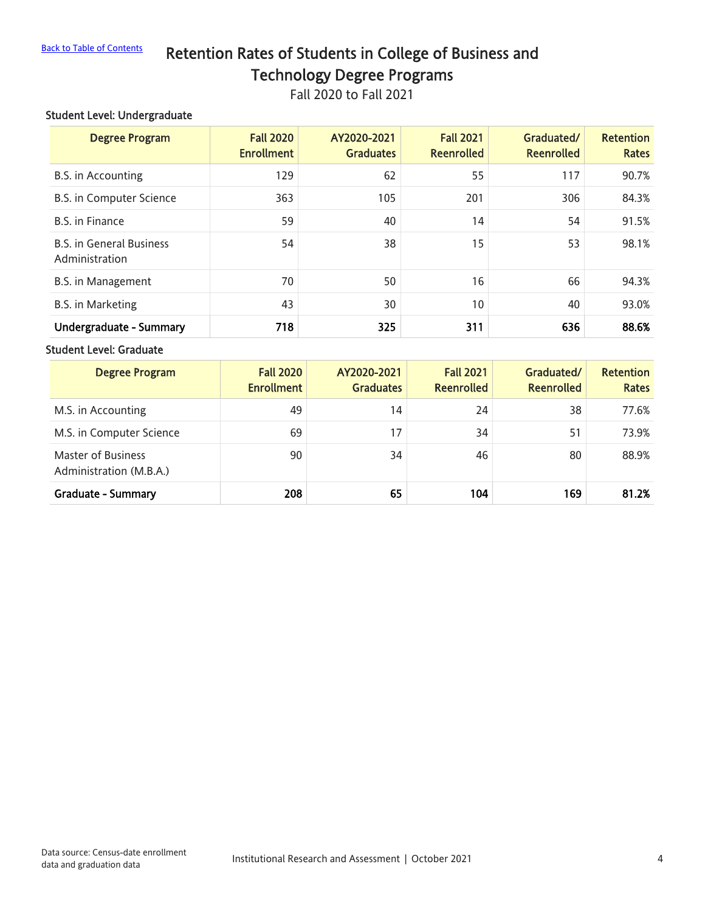[Back to Table of Contents]

# Retention Rates of Students in College of Business and Technology Degree Programs

Fall 2020 to Fall 2021

**Student Level: Undergraduate**

| Degree Program | Fall 2020 Enrollment | AY2020-2021 Graduates | Fall 2021 Reenrolled | Graduated/ Reenrolled | Retention Rates |
|---|---|---|---|---|---|
| B.S. in Accounting | 129 | 62 | 55 | 117 | 90.7% |
| B.S. in Computer Science | 363 | 105 | 201 | 306 | 84.3% |
| B.S. in Finance | 59 | 40 | 14 | 54 | 91.5% |
| B.S. in General Business Administration | 54 | 38 | 15 | 53 | 98.1% |
| B.S. in Management | 70 | 50 | 16 | 66 | 94.3% |
| B.S. in Marketing | 43 | 30 | 10 | 40 | 93.0% |
| **Undergraduate - Summary** | **718** | **325** | **311** | **636** | **88.6%** |

**Student Level: Graduate**

| Degree Program | Fall 2020 Enrollment | AY2020-2021 Graduates | Fall 2021 Reenrolled | Graduated/ Reenrolled | Retention Rates |
|---|---|---|---|---|---|
| M.S. in Accounting | 49 | 14 | 24 | 38 | 77.6% |
| M.S. in Computer Science | 69 | 17 | 34 | 51 | 73.9% |
| Master of Business Administration (M.B.A.) | 90 | 34 | 46 | 80 | 88.9% |
| **Graduate - Summary** | **208** | **65** | **104** | **169** | **81.2%** |

Data source: Census-date enrollment data and graduation data

Institutional Research and Assessment | October 2021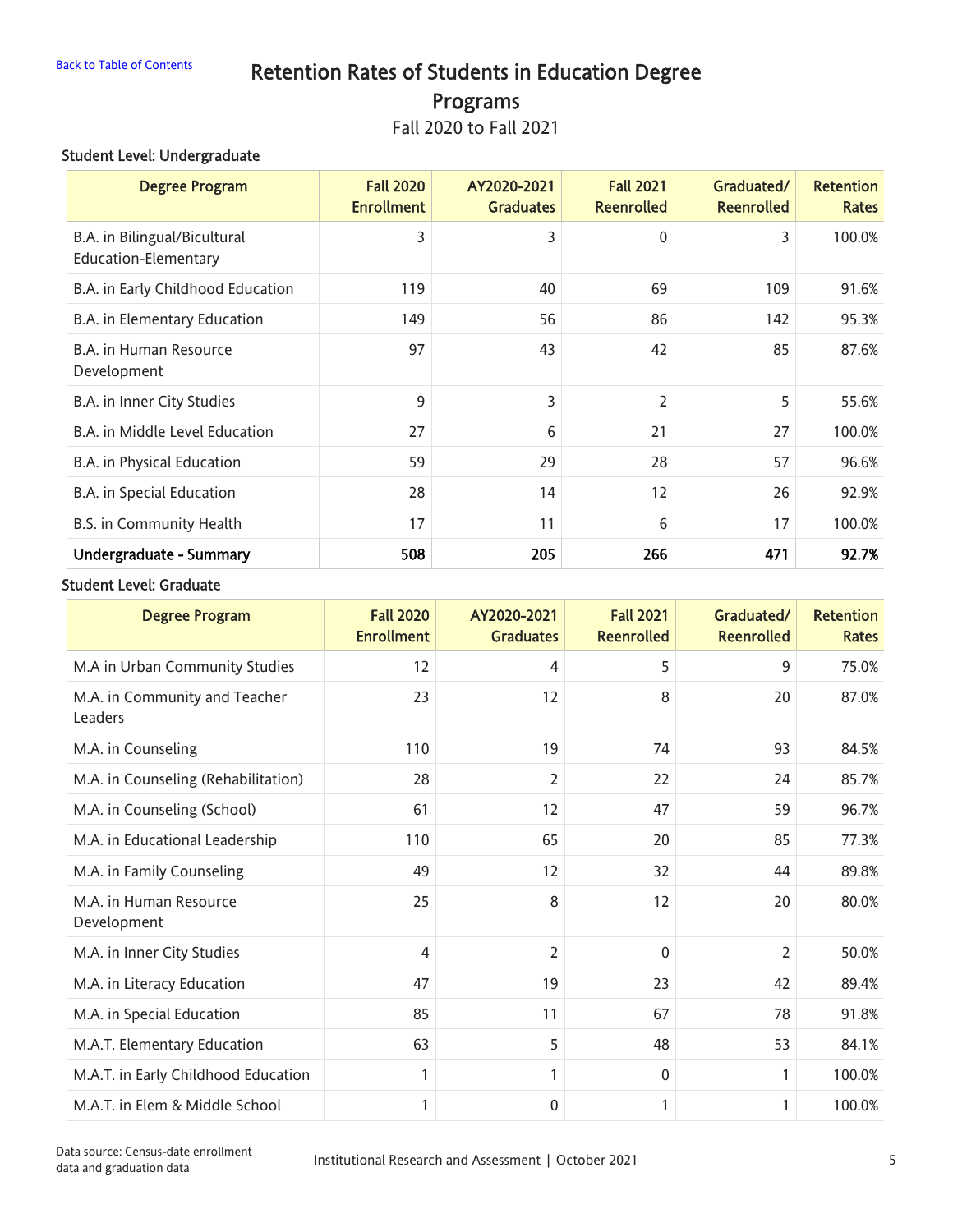Back to Table of Contents

# Retention Rates of Students in Education Degree Programs

Fall 2020 to Fall 2021

**Student Level: Undergraduate**

| Degree Program | Fall 2020 Enrollment | AY2020-2021 Graduates | Fall 2021 Reenrolled | Graduated/ Reenrolled | Retention Rates |
|---|---|---|---|---|---|
| B.A. in Bilingual/Bicultural Education-Elementary | 3 | 3 | 0 | 3 | 100.0% |
| B.A. in Early Childhood Education | 119 | 40 | 69 | 109 | 91.6% |
| B.A. in Elementary Education | 149 | 56 | 86 | 142 | 95.3% |
| B.A. in Human Resource Development | 97 | 43 | 42 | 85 | 87.6% |
| B.A. in Inner City Studies | 9 | 3 | 2 | 5 | 55.6% |
| B.A. in Middle Level Education | 27 | 6 | 21 | 27 | 100.0% |
| B.A. in Physical Education | 59 | 29 | 28 | 57 | 96.6% |
| B.A. in Special Education | 28 | 14 | 12 | 26 | 92.9% |
| B.S. in Community Health | 17 | 11 | 6 | 17 | 100.0% |
| **Undergraduate - Summary** | **508** | **205** | **266** | **471** | **92.7%** |

**Student Level: Graduate**

| Degree Program | Fall 2020 Enrollment | AY2020-2021 Graduates | Fall 2021 Reenrolled | Graduated/ Reenrolled | Retention Rates |
|---|---|---|---|---|---|
| M.A in Urban Community Studies | 12 | 4 | 5 | 9 | 75.0% |
| M.A. in Community and Teacher Leaders | 23 | 12 | 8 | 20 | 87.0% |
| M.A. in Counseling | 110 | 19 | 74 | 93 | 84.5% |
| M.A. in Counseling (Rehabilitation) | 28 | 2 | 22 | 24 | 85.7% |
| M.A. in Counseling (School) | 61 | 12 | 47 | 59 | 96.7% |
| M.A. in Educational Leadership | 110 | 65 | 20 | 85 | 77.3% |
| M.A. in Family Counseling | 49 | 12 | 32 | 44 | 89.8% |
| M.A. in Human Resource Development | 25 | 8 | 12 | 20 | 80.0% |
| M.A. in Inner City Studies | 4 | 2 | 0 | 2 | 50.0% |
| M.A. in Literacy Education | 47 | 19 | 23 | 42 | 89.4% |
| M.A. in Special Education | 85 | 11 | 67 | 78 | 91.8% |
| M.A.T. Elementary Education | 63 | 5 | 48 | 53 | 84.1% |
| M.A.T. in Early Childhood Education | 1 | 1 | 0 | 1 | 100.0% |
| M.A.T. in Elem & Middle School | 1 | 0 | 1 | 1 | 100.0% |

Data source: Census-date enrollment data and graduation data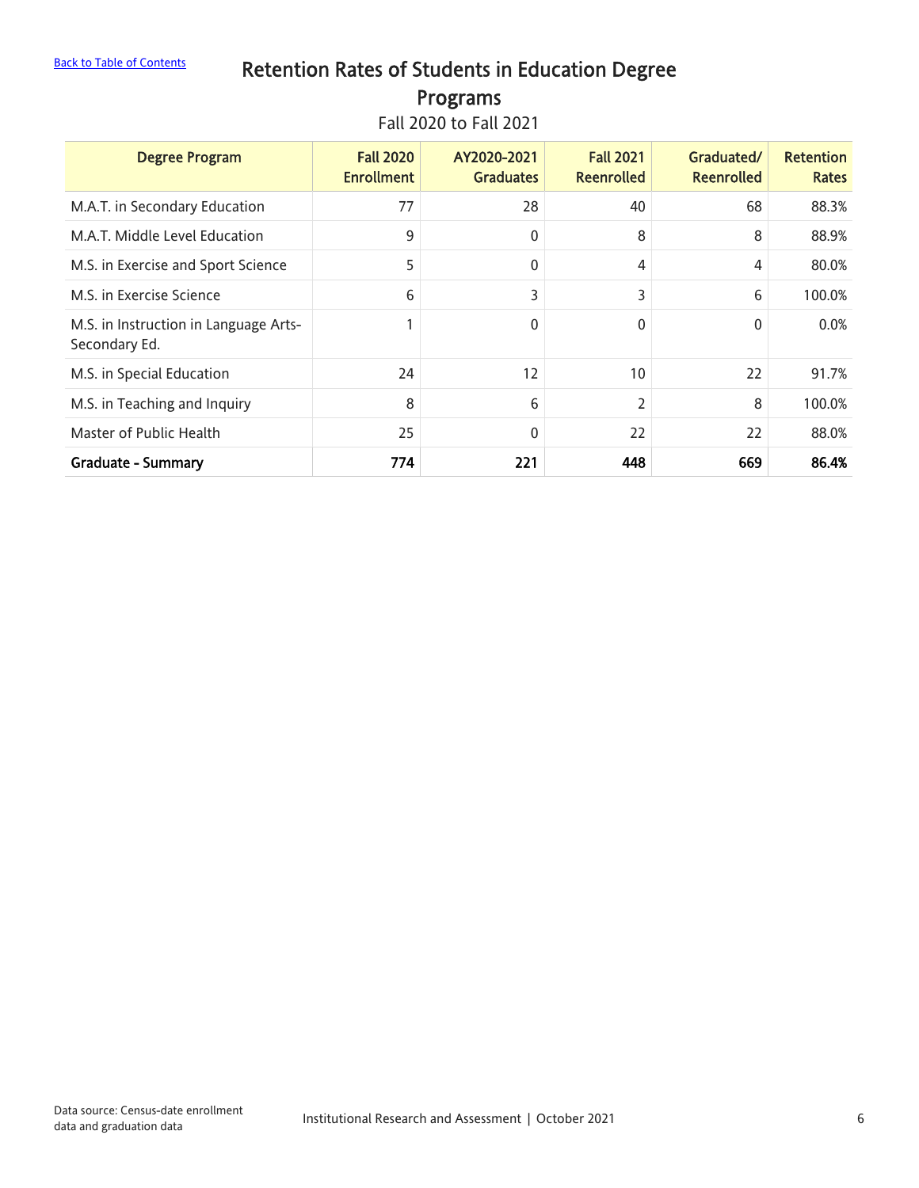[Back to Table of Contents]

# Retention Rates of Students in Education Degree Programs

Fall 2020 to Fall 2021

| Degree Program | Fall 2020 Enrollment | AY2020-2021 Graduates | Fall 2021 Reenrolled | Graduated/ Reenrolled | Retention Rates |
|---|---|---|---|---|---|
| M.A.T. in Secondary Education | 77 | 28 | 40 | 68 | 88.3% |
| M.A.T. Middle Level Education | 9 | 0 | 8 | 8 | 88.9% |
| M.S. in Exercise and Sport Science | 5 | 0 | 4 | 4 | 80.0% |
| M.S. in Exercise Science | 6 | 3 | 3 | 6 | 100.0% |
| M.S. in Instruction in Language Arts-Secondary Ed. | 1 | 0 | 0 | 0 | 0.0% |
| M.S. in Special Education | 24 | 12 | 10 | 22 | 91.7% |
| M.S. in Teaching and Inquiry | 8 | 6 | 2 | 8 | 100.0% |
| Master of Public Health | 25 | 0 | 22 | 22 | 88.0% |
| **Graduate - Summary** | **774** | **221** | **448** | **669** | **86.4%** |

Data source: Census-date enrollment data and graduation data

Institutional Research and Assessment | October 2021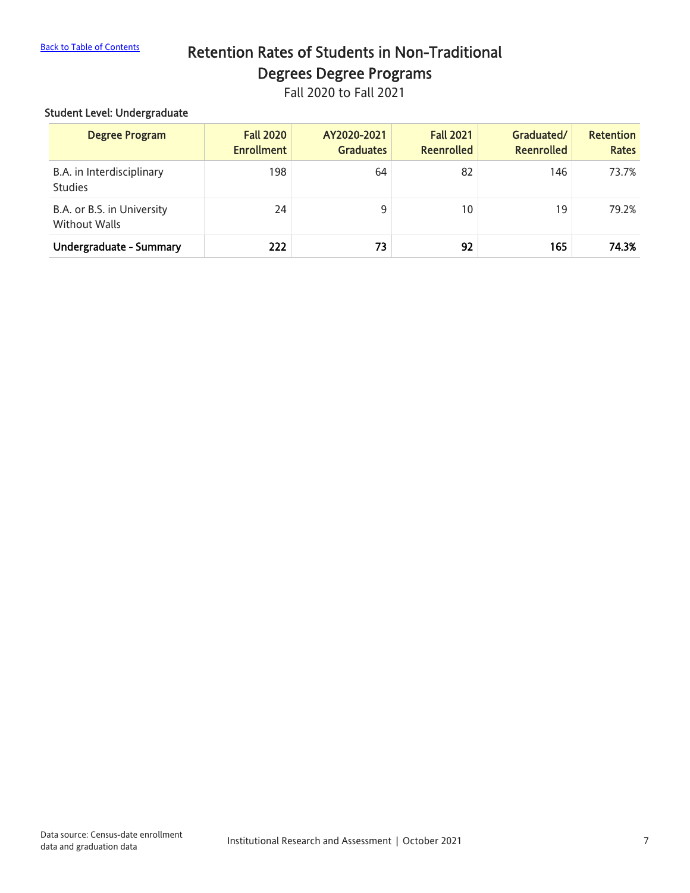Back to Table of Contents

# Retention Rates of Students in Non-Traditional Degrees Degree Programs

Fall 2020 to Fall 2021

**Student Level: Undergraduate**

| Degree Program | Fall 2020 Enrollment | AY2020-2021 Graduates | Fall 2021 Reenrolled | Graduated/ Reenrolled | Retention Rates |
|---|---|---|---|---|---|
| B.A. in Interdisciplinary Studies | 198 | 64 | 82 | 146 | 73.7% |
| B.A. or B.S. in University Without Walls | 24 | 9 | 10 | 19 | 79.2% |
| **Undergraduate - Summary** | **222** | **73** | **92** | **165** | **74.3%** |

Data source: Census-date enrollment data and graduation data

Institutional Research and Assessment | October 2021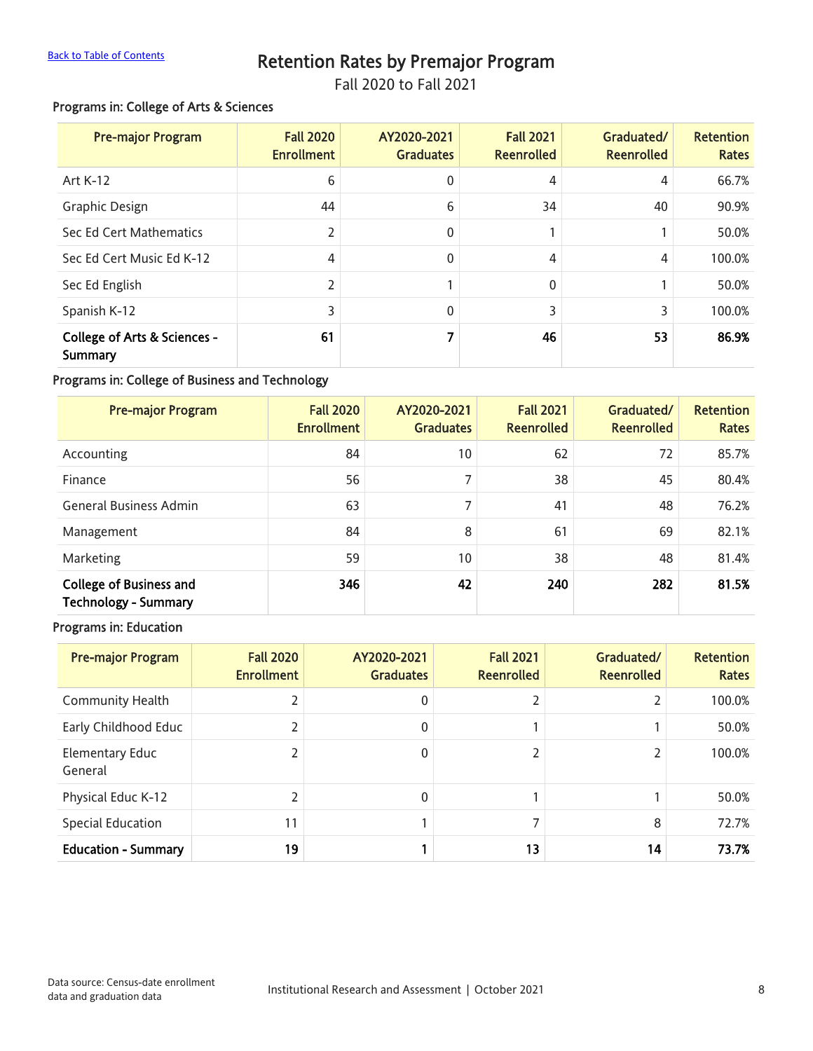Back to Table of Contents

# Retention Rates by Premajor Program

Fall 2020 to Fall 2021

### Programs in: College of Arts & Sciences

| Pre-major Program | Fall 2020 Enrollment | AY2020-2021 Graduates | Fall 2021 Reenrolled | Graduated/ Reenrolled | Retention Rates |
|---|---|---|---|---|---|
| Art K-12 | 6 | 0 | 4 | 4 | 66.7% |
| Graphic Design | 44 | 6 | 34 | 40 | 90.9% |
| Sec Ed Cert Mathematics | 2 | 0 | 1 | 1 | 50.0% |
| Sec Ed Cert Music Ed K-12 | 4 | 0 | 4 | 4 | 100.0% |
| Sec Ed English | 2 | 1 | 0 | 1 | 50.0% |
| Spanish K-12 | 3 | 0 | 3 | 3 | 100.0% |
| **College of Arts & Sciences - Summary** | **61** | **7** | **46** | **53** | **86.9%** |

### Programs in: College of Business and Technology

| Pre-major Program | Fall 2020 Enrollment | AY2020-2021 Graduates | Fall 2021 Reenrolled | Graduated/ Reenrolled | Retention Rates |
|---|---|---|---|---|---|
| Accounting | 84 | 10 | 62 | 72 | 85.7% |
| Finance | 56 | 7 | 38 | 45 | 80.4% |
| General Business Admin | 63 | 7 | 41 | 48 | 76.2% |
| Management | 84 | 8 | 61 | 69 | 82.1% |
| Marketing | 59 | 10 | 38 | 48 | 81.4% |
| **College of Business and Technology - Summary** | **346** | **42** | **240** | **282** | **81.5%** |

### Programs in: Education

| Pre-major Program | Fall 2020 Enrollment | AY2020-2021 Graduates | Fall 2021 Reenrolled | Graduated/ Reenrolled | Retention Rates |
|---|---|---|---|---|---|
| Community Health | 2 | 0 | 2 | 2 | 100.0% |
| Early Childhood Educ | 2 | 0 | 1 | 1 | 50.0% |
| Elementary Educ General | 2 | 0 | 2 | 2 | 100.0% |
| Physical Educ K-12 | 2 | 0 | 1 | 1 | 50.0% |
| Special Education | 11 | 1 | 7 | 8 | 72.7% |
| **Education - Summary** | **19** | **1** | **13** | **14** | **73.7%** |

Data source: Census-date enrollment data and graduation data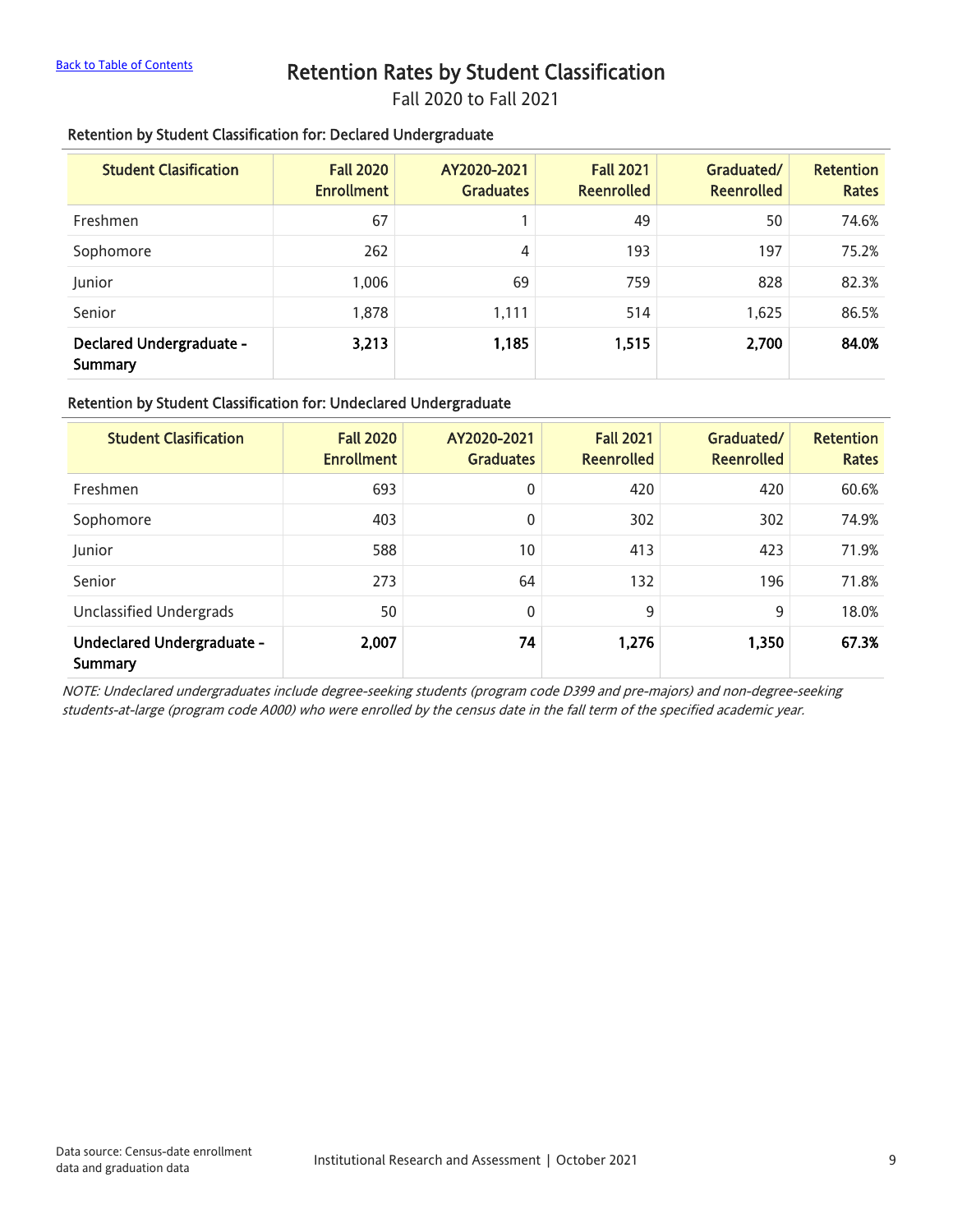Back to Table of Contents

# Retention Rates by Student Classification

Fall 2020 to Fall 2021

### Retention by Student Classification for: Declared Undergraduate

| Student Clasification | Fall 2020 Enrollment | AY2020-2021 Graduates | Fall 2021 Reenrolled | Graduated/ Reenrolled | Retention Rates |
|---|---|---|---|---|---|
| Freshmen | 67 | 1 | 49 | 50 | 74.6% |
| Sophomore | 262 | 4 | 193 | 197 | 75.2% |
| Junior | 1,006 | 69 | 759 | 828 | 82.3% |
| Senior | 1,878 | 1,111 | 514 | 1,625 | 86.5% |
| **Declared Undergraduate - Summary** | **3,213** | **1,185** | **1,515** | **2,700** | **84.0%** |

### Retention by Student Classification for: Undeclared Undergraduate

| Student Clasification | Fall 2020 Enrollment | AY2020-2021 Graduates | Fall 2021 Reenrolled | Graduated/ Reenrolled | Retention Rates |
|---|---|---|---|---|---|
| Freshmen | 693 | 0 | 420 | 420 | 60.6% |
| Sophomore | 403 | 0 | 302 | 302 | 74.9% |
| Junior | 588 | 10 | 413 | 423 | 71.9% |
| Senior | 273 | 64 | 132 | 196 | 71.8% |
| Unclassified Undergrads | 50 | 0 | 9 | 9 | 18.0% |
| **Undeclared Undergraduate - Summary** | **2,007** | **74** | **1,276** | **1,350** | **67.3%** |

*NOTE: Undeclared undergraduates include degree-seeking students (program code D399 and pre-majors) and non-degree-seeking students-at-large (program code A000) who were enrolled by the census date in the fall term of the specified academic year.*

Data source: Census-date enrollment data and graduation data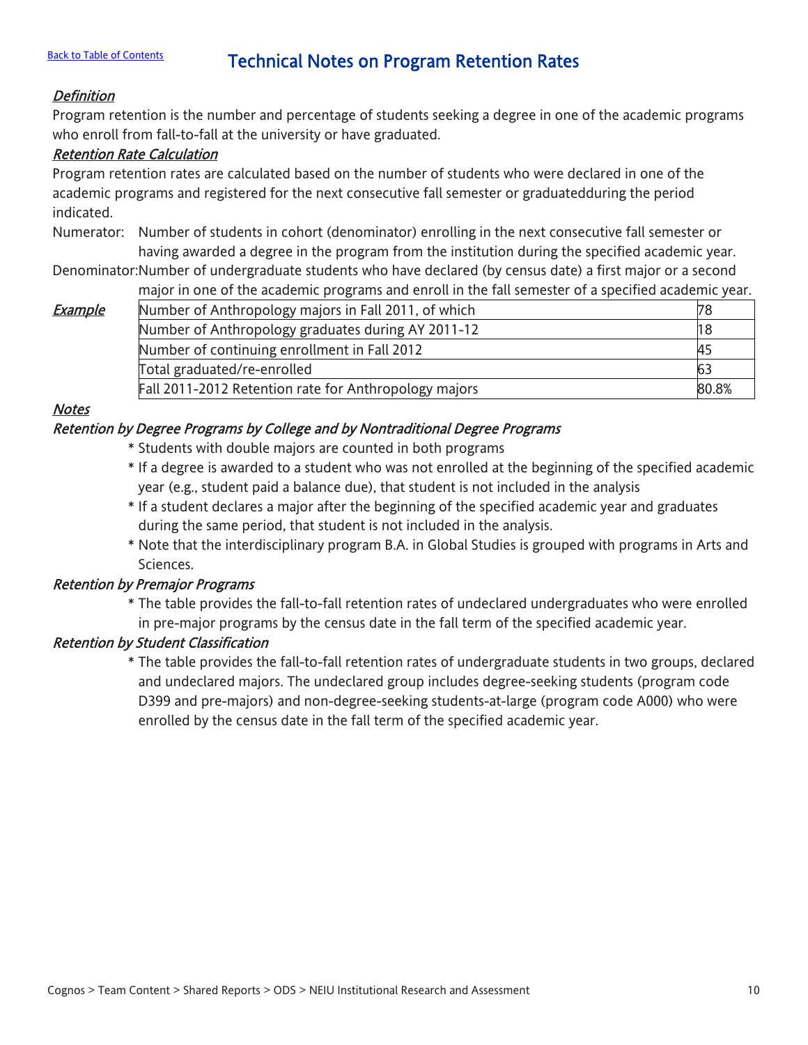[Back to Table of Contents](#)

# Technical Notes on Program Retention Rates

***Definition***

Program retention is the number and percentage of students seeking a degree in one of the academic programs who enroll from fall-to-fall at the university or have graduated.

***Retention Rate Calculation***

Program retention rates are calculated based on the number of students who were declared in one of the academic programs and registered for the next consecutive fall semester or graduatedduring the period indicated.

Numerator: Number of students in cohort (denominator) enrolling in the next consecutive fall semester or having awarded a degree in the program from the institution during the specified academic year.

Denominator: Number of undergraduate students who have declared (by census date) a first major or a second major in one of the academic programs and enroll in the fall semester of a specified academic year.

***Example***

| | |
|---|---|
| Number of Anthropology majors in Fall 2011, of which | 78 |
| Number of Anthropology graduates during AY 2011-12 | 18 |
| Number of continuing enrollment in Fall 2012 | 45 |
| Total graduated/re-enrolled | 63 |
| Fall 2011-2012 Retention rate for Anthropology majors | 80.8% |

***Notes***

*Retention by Degree Programs by College and by Nontraditional Degree Programs*

* Students with double majors are counted in both programs
* If a degree is awarded to a student who was not enrolled at the beginning of the specified academic year (e.g., student paid a balance due), that student is not included in the analysis
* If a student declares a major after the beginning of the specified academic year and graduates during the same period, that student is not included in the analysis.
* Note that the interdisciplinary program B.A. in Global Studies is grouped with programs in Arts and Sciences.

*Retention by Premajor Programs*

* The table provides the fall-to-fall retention rates of undeclared undergraduates who were enrolled in pre-major programs by the census date in the fall term of the specified academic year.

*Retention by Student Classification*

* The table provides the fall-to-fall retention rates of undergraduate students in two groups, declared and undeclared majors. The undeclared group includes degree-seeking students (program code D399 and pre-majors) and non-degree-seeking students-at-large (program code A000) who were enrolled by the census date in the fall term of the specified academic year.